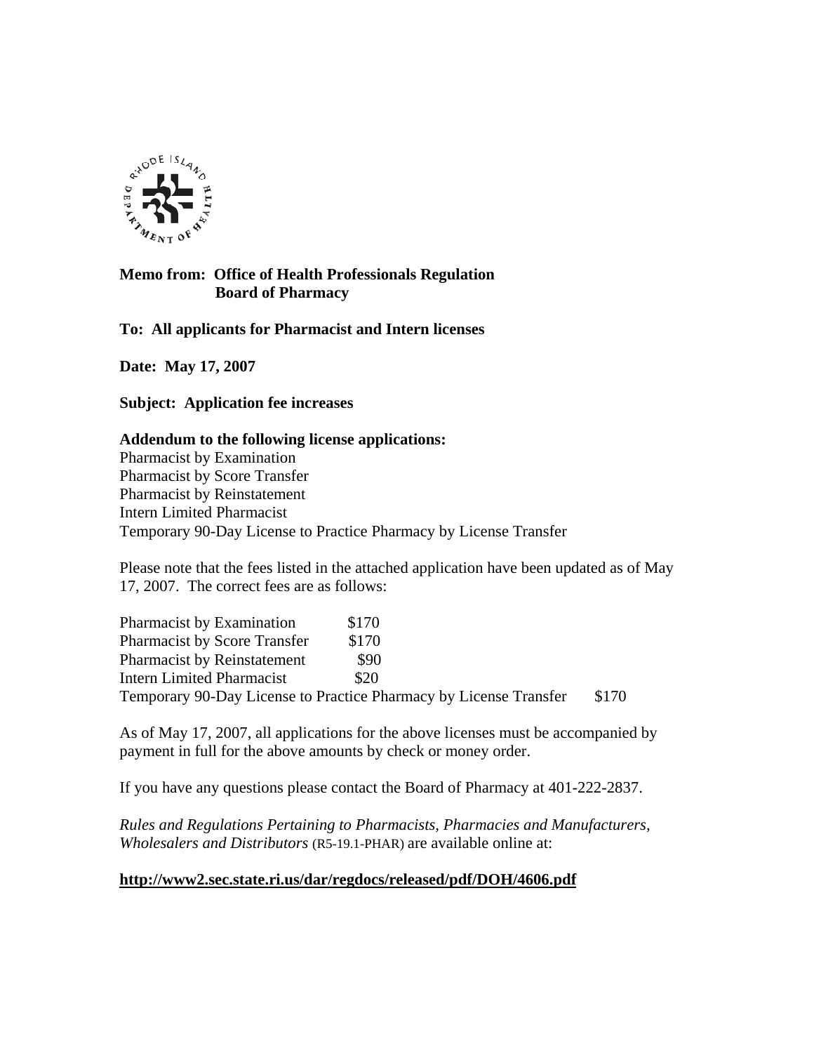**Memo from: Office of Health Professionals Regulation**
**Board of Pharmacy**

**To: All applicants for Pharmacist and Intern licenses**

**Date: May 17, 2007**

**Subject: Application fee increases**

**Addendum to the following license applications:**
Pharmacist by Examination
Pharmacist by Score Transfer
Pharmacist by Reinstatement
Intern Limited Pharmacist
Temporary 90-Day License to Practice Pharmacy by License Transfer

Please note that the fees listed in the attached application have been updated as of May 17, 2007. The correct fees are as follows:

| | |
|---|---|
| Pharmacist by Examination | $170 |
| Pharmacist by Score Transfer | $170 |
| Pharmacist by Reinstatement | $90 |
| Intern Limited Pharmacist | $20 |
| Temporary 90-Day License to Practice Pharmacy by License Transfer | $170 |

As of May 17, 2007, all applications for the above licenses must be accompanied by payment in full for the above amounts by check or money order.

If you have any questions please contact the Board of Pharmacy at 401-222-2837.

*Rules and Regulations Pertaining to Pharmacists, Pharmacies and Manufacturers, Wholesalers and Distributors* (R5-19.1-PHAR) are available online at:

**http://www2.sec.state.ri.us/dar/regdocs/released/pdf/DOH/4606.pdf**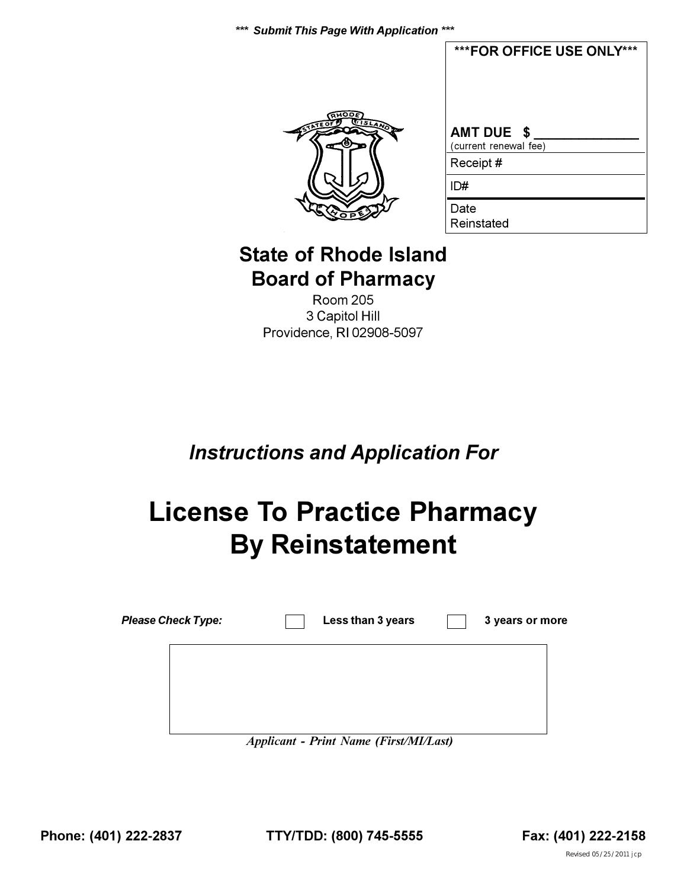***  *Submit This Page With Application*  ***

| ***FOR OFFICE USE ONLY*** |
|---|
| **AMT DUE $ ______________** (current renewal fee) |
| Receipt # |
| ID# |
| Date Reinstated |

# State of Rhode Island
# Board of Pharmacy

Room 205
3 Capitol Hill
Providence, RI 02908-5097

***Instructions and Application For***

# License To Practice Pharmacy By Reinstatement

***Please Check Type:*** ☐ **Less than 3 years** ☐ **3 years or more**

*Applicant - Print Name (First/MI/Last)*

**Phone: (401) 222-2837** **TTY/TDD: (800) 745-5555** **Fax: (401) 222-2158**

Revised 05/25/2011 jcp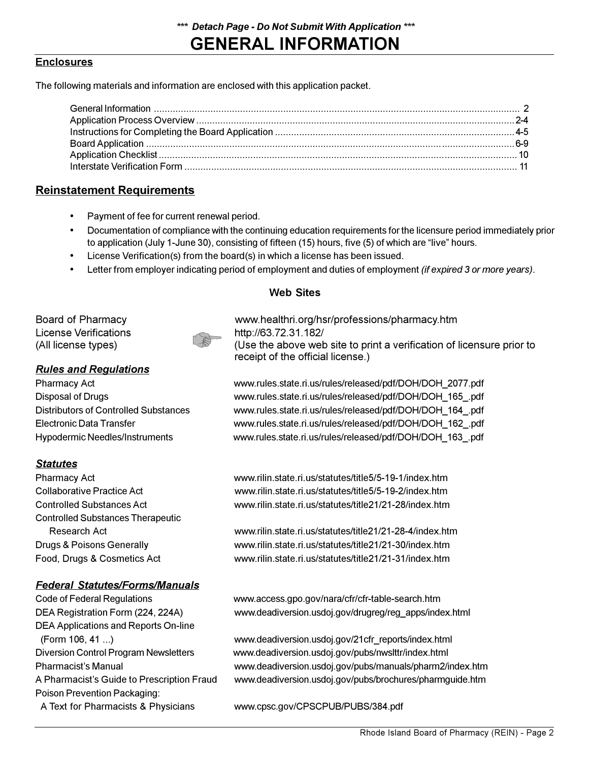*** *Detach Page - Do Not Submit With Application* ***

# GENERAL INFORMATION

## Enclosures

The following materials and information are enclosed with this application packet.

| | |
|---|---|
| General Information | 2 |
| Application Process Overview | 2-4 |
| Instructions for Completing the Board Application | 4-5 |
| Board Application | 6-9 |
| Application Checklist | 10 |
| Interstate Verification Form | 11 |

## Reinstatement Requirements

- Payment of fee for current renewal period.
- Documentation of compliance with the continuing education requirements for the licensure period immediately prior to application (July 1-June 30), consisting of fifteen (15) hours, five (5) of which are "live" hours.
- License Verification(s) from the board(s) in which a license has been issued.
- Letter from employer indicating period of employment and duties of employment *(if expired 3 or more years)*.

### Web Sites

| | |
|---|---|
| Board of Pharmacy | www.healthri.org/hsr/professions/pharmacy.htm |
| License Verifications (All license types) | http://63.72.31.182/ (Use the above web site to print a verification of licensure prior to receipt of the official license.) |

***Rules and Regulations***

| | |
|---|---|
| Pharmacy Act | www.rules.state.ri.us/rules/released/pdf/DOH/DOH_2077.pdf |
| Disposal of Drugs | www.rules.state.ri.us/rules/released/pdf/DOH/DOH_165_.pdf |
| Distributors of Controlled Substances | www.rules.state.ri.us/rules/released/pdf/DOH/DOH_164_.pdf |
| Electronic Data Transfer | www.rules.state.ri.us/rules/released/pdf/DOH/DOH_162_.pdf |
| Hypodermic Needles/Instruments | www.rules.state.ri.us/rules/released/pdf/DOH/DOH_163_.pdf |

***Statutes***

| | |
|---|---|
| Pharmacy Act | www.rilin.state.ri.us/statutes/title5/5-19-1/index.htm |
| Collaborative Practice Act | www.rilin.state.ri.us/statutes/title5/5-19-2/index.htm |
| Controlled Substances Act | www.rilin.state.ri.us/statutes/title21/21-28/index.htm |
| Controlled Substances Therapeutic Research Act | www.rilin.state.ri.us/statutes/title21/21-28-4/index.htm |
| Drugs & Poisons Generally | www.rilin.state.ri.us/statutes/title21/21-30/index.htm |
| Food, Drugs & Cosmetics Act | www.rilin.state.ri.us/statutes/title21/21-31/index.htm |

***Federal Statutes/Forms/Manuals***

| | |
|---|---|
| Code of Federal Regulations | www.access.gpo.gov/nara/cfr/cfr-table-search.htm |
| DEA Registration Form (224, 224A) | www.deadiversion.usdoj.gov/drugreg/reg_apps/index.html |
| DEA Applications and Reports On-line (Form 106, 41 ...) | www.deadiversion.usdoj.gov/21cfr_reports/index.html |
| Diversion Control Program Newsletters | www.deadiversion.usdoj.gov/pubs/nwslttr/index.html |
| Pharmacist's Manual | www.deadiversion.usdoj.gov/pubs/manuals/pharm2/index.htm |
| A Pharmacist's Guide to Prescription Fraud | www.deadiversion.usdoj.gov/pubs/brochures/pharmguide.htm |
| Poison Prevention Packaging: A Text for Pharmacists & Physicians | www.cpsc.gov/CPSCPUB/PUBS/384.pdf |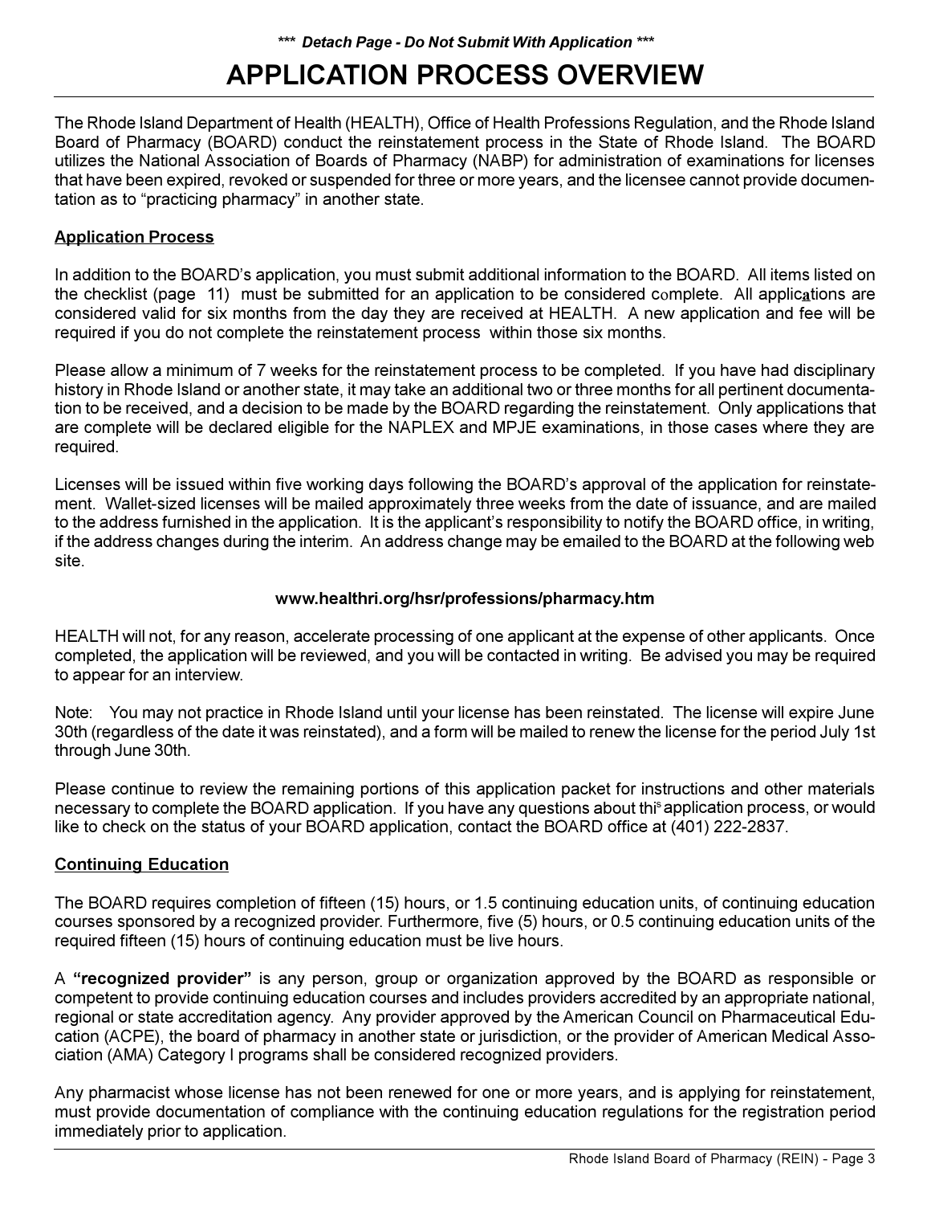*** *Detach Page - Do Not Submit With Application* ***

# APPLICATION PROCESS OVERVIEW

The Rhode Island Department of Health (HEALTH), Office of Health Professions Regulation, and the Rhode Island Board of Pharmacy (BOARD) conduct the reinstatement process in the State of Rhode Island. The BOARD utilizes the National Association of Boards of Pharmacy (NABP) for administration of examinations for licenses that have been expired, revoked or suspended for three or more years, and the licensee cannot provide documentation as to "practicing pharmacy" in another state.

## Application Process

In addition to the BOARD's application, you must submit additional information to the BOARD. All items listed on the checklist (page 11) must be submitted for an application to be considered complete. All applications are considered valid for six months from the day they are received at HEALTH. A new application and fee will be required if you do not complete the reinstatement process within those six months.

Please allow a minimum of 7 weeks for the reinstatement process to be completed. If you have had disciplinary history in Rhode Island or another state, it may take an additional two or three months for all pertinent documentation to be received, and a decision to be made by the BOARD regarding the reinstatement. Only applications that are complete will be declared eligible for the NAPLEX and MPJE examinations, in those cases where they are required.

Licenses will be issued within five working days following the BOARD's approval of the application for reinstatement. Wallet-sized licenses will be mailed approximately three weeks from the date of issuance, and are mailed to the address furnished in the application. It is the applicant's responsibility to notify the BOARD office, in writing, if the address changes during the interim. An address change may be emailed to the BOARD at the following web site.

**www.healthri.org/hsr/professions/pharmacy.htm**

HEALTH will not, for any reason, accelerate processing of one applicant at the expense of other applicants. Once completed, the application will be reviewed, and you will be contacted in writing. Be advised you may be required to appear for an interview.

Note: You may not practice in Rhode Island until your license has been reinstated. The license will expire June 30th (regardless of the date it was reinstated), and a form will be mailed to renew the license for the period July 1st through June 30th.

Please continue to review the remaining portions of this application packet for instructions and other materials necessary to complete the BOARD application. If you have any questions about this application process, or would like to check on the status of your BOARD application, contact the BOARD office at (401) 222-2837.

## Continuing Education

The BOARD requires completion of fifteen (15) hours, or 1.5 continuing education units, of continuing education courses sponsored by a recognized provider. Furthermore, five (5) hours, or 0.5 continuing education units of the required fifteen (15) hours of continuing education must be live hours.

A **"recognized provider"** is any person, group or organization approved by the BOARD as responsible or competent to provide continuing education courses and includes providers accredited by an appropriate national, regional or state accreditation agency. Any provider approved by the American Council on Pharmaceutical Education (ACPE), the board of pharmacy in another state or jurisdiction, or the provider of American Medical Association (AMA) Category I programs shall be considered recognized providers.

Any pharmacist whose license has not been renewed for one or more years, and is applying for reinstatement, must provide documentation of compliance with the continuing education regulations for the registration period immediately prior to application.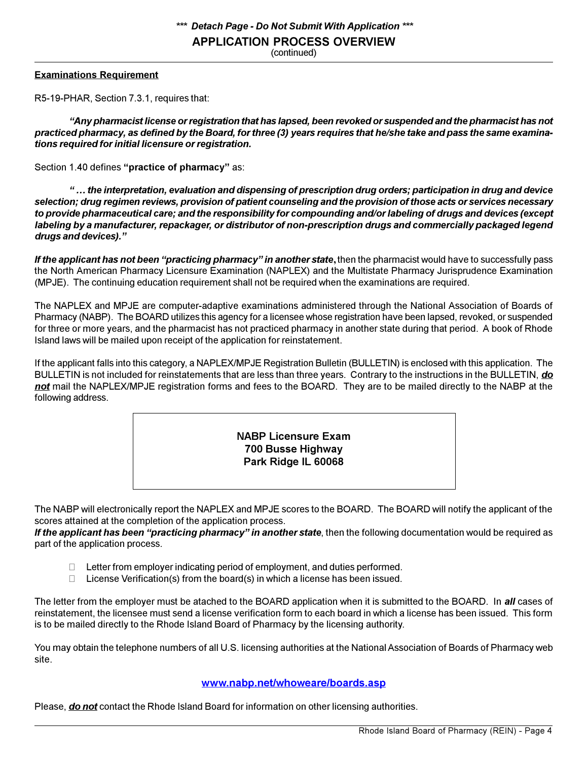*** Detach Page - Do Not Submit With Application ***

## APPLICATION PROCESS OVERVIEW

(continued)

**Examinations Requirement**

R5-19-PHAR, Section 7.3.1, requires that:

> ***"Any pharmacist license or registration that has lapsed, been revoked or suspended and the pharmacist has not practiced pharmacy, as defined by the Board, for three (3) years requires that he/she take and pass the same examinations required for initial licensure or registration.***

Section 1.40 defines **"practice of pharmacy"** as:

> ***" … the interpretation, evaluation and dispensing of prescription drug orders; participation in drug and device selection; drug regimen reviews, provision of patient counseling and the provision of those acts or services necessary to provide pharmaceutical care; and the responsibility for compounding and/or labeling of drugs and devices (except labeling by a manufacturer, repackager, or distributor of non-prescription drugs and commercially packaged legend drugs and devices)."***

***If the applicant has not been "practicing pharmacy" in another state*****,** then the pharmacist would have to successfully pass the North American Pharmacy Licensure Examination (NAPLEX) and the Multistate Pharmacy Jurisprudence Examination (MPJE). The continuing education requirement shall not be required when the examinations are required.

The NAPLEX and MPJE are computer-adaptive examinations administered through the National Association of Boards of Pharmacy (NABP). The BOARD utilizes this agency for a licensee whose registration have been lapsed, revoked, or suspended for three or more years, and the pharmacist has not practiced pharmacy in another state during that period. A book of Rhode Island laws will be mailed upon receipt of the application for reinstatement.

If the applicant falls into this category, a NAPLEX/MPJE Registration Bulletin (BULLETIN) is enclosed with this application. The BULLETIN is not included for reinstatements that are less than three years. Contrary to the instructions in the BULLETIN, ***do not*** mail the NAPLEX/MPJE registration forms and fees to the BOARD. They are to be mailed directly to the NABP at the following address.

**NABP Licensure Exam**
**700 Busse Highway**
**Park Ridge IL 60068**

The NABP will electronically report the NAPLEX and MPJE scores to the BOARD. The BOARD will notify the applicant of the scores attained at the completion of the application process.

***If the applicant has been "practicing pharmacy" in another state***, then the following documentation would be required as part of the application process.

- Letter from employer indicating period of employment, and duties performed.
- License Verification(s) from the board(s) in which a license has been issued.

The letter from the employer must be atached to the BOARD application when it is submitted to the BOARD. In ***all*** cases of reinstatement, the licensee must send a license verification form to each board in which a license has been issued. This form is to be mailed directly to the Rhode Island Board of Pharmacy by the licensing authority.

You may obtain the telephone numbers of all U.S. licensing authorities at the National Association of Boards of Pharmacy web site.

**www.nabp.net/whoweare/boards.asp**

Please, ***do not*** contact the Rhode Island Board for information on other licensing authorities.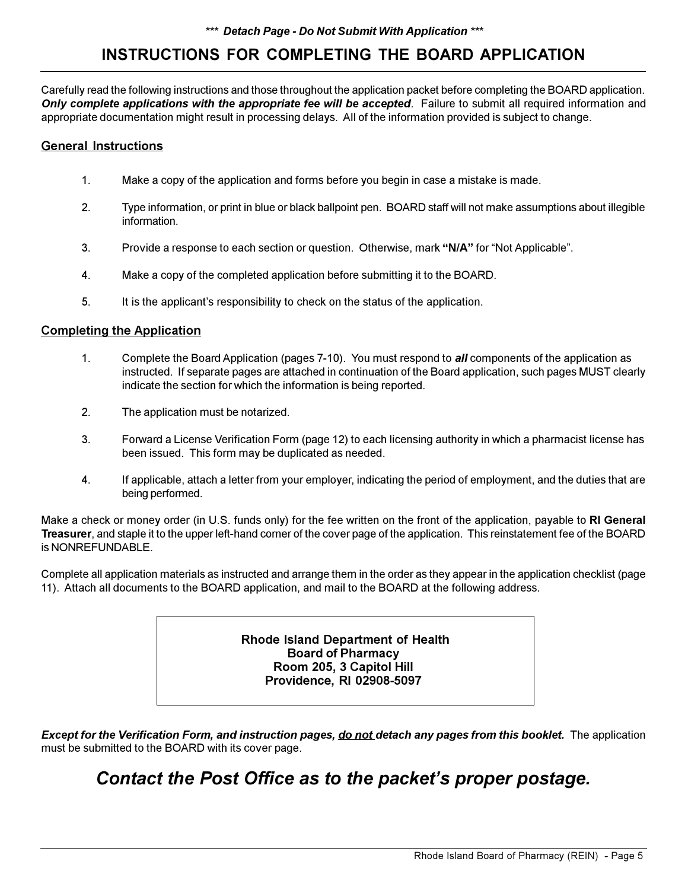***  *Detach Page - Do Not Submit With Application* ***

# INSTRUCTIONS FOR COMPLETING THE BOARD APPLICATION

Carefully read the following instructions and those throughout the application packet before completing the BOARD application. ***Only complete applications with the appropriate fee will be accepted***. Failure to submit all required information and appropriate documentation might result in processing delays. All of the information provided is subject to change.

## General Instructions

1. Make a copy of the application and forms before you begin in case a mistake is made.
2. Type information, or print in blue or black ballpoint pen. BOARD staff will not make assumptions about illegible information.
3. Provide a response to each section or question. Otherwise, mark **"N/A"** for "Not Applicable".
4. Make a copy of the completed application before submitting it to the BOARD.
5. It is the applicant's responsibility to check on the status of the application.

## Completing the Application

1. Complete the Board Application (pages 7-10). You must respond to ***all*** components of the application as instructed. If separate pages are attached in continuation of the Board application, such pages MUST clearly indicate the section for which the information is being reported.
2. The application must be notarized.
3. Forward a License Verification Form (page 12) to each licensing authority in which a pharmacist license has been issued. This form may be duplicated as needed.
4. If applicable, attach a letter from your employer, indicating the period of employment, and the duties that are being performed.

Make a check or money order (in U.S. funds only) for the fee written on the front of the application, payable to **RI General Treasurer**, and staple it to the upper left-hand corner of the cover page of the application. This reinstatement fee of the BOARD is NONREFUNDABLE.

Complete all application materials as instructed and arrange them in the order as they appear in the application checklist (page 11). Attach all documents to the BOARD application, and mail to the BOARD at the following address.

**Rhode Island Department of Health**
**Board of Pharmacy**
**Room 205, 3 Capitol Hill**
**Providence, RI 02908-5097**

***Except for the Verification Form, and instruction pages, do not detach any pages from this booklet.*** The application must be submitted to the BOARD with its cover page.

***Contact the Post Office as to the packet's proper postage.***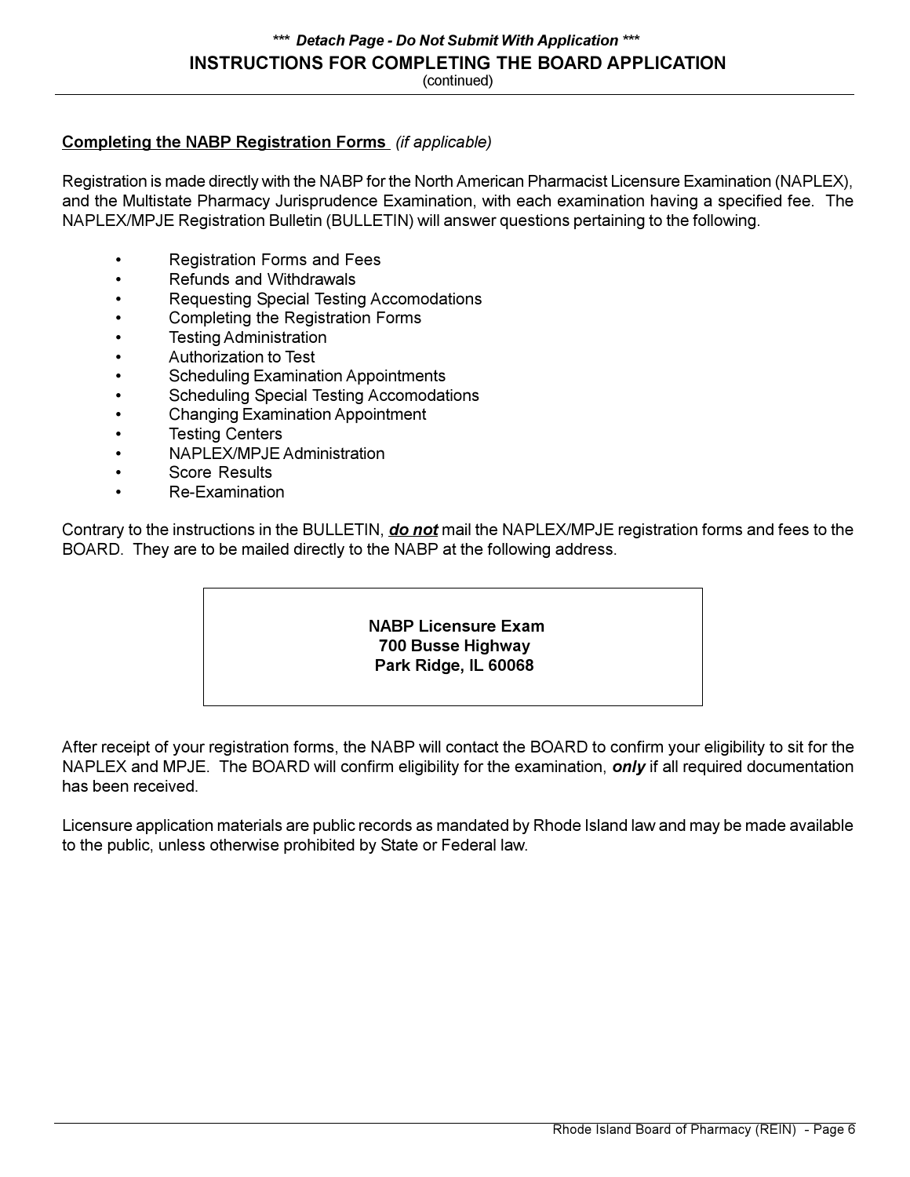***Detach Page - Do Not Submit With Application***

## INSTRUCTIONS FOR COMPLETING THE BOARD APPLICATION

(continued)

**Completing the NABP Registration Forms** *(if applicable)*

Registration is made directly with the NABP for the North American Pharmacist Licensure Examination (NAPLEX), and the Multistate Pharmacy Jurisprudence Examination, with each examination having a specified fee. The NAPLEX/MPJE Registration Bulletin (BULLETIN) will answer questions pertaining to the following.

- Registration Forms and Fees
- Refunds and Withdrawals
- Requesting Special Testing Accomodations
- Completing the Registration Forms
- Testing Administration
- Authorization to Test
- Scheduling Examination Appointments
- Scheduling Special Testing Accomodations
- Changing Examination Appointment
- Testing Centers
- NAPLEX/MPJE Administration
- Score Results
- Re-Examination

Contrary to the instructions in the BULLETIN, ***do not*** mail the NAPLEX/MPJE registration forms and fees to the BOARD. They are to be mailed directly to the NABP at the following address.

**NABP Licensure Exam**
**700 Busse Highway**
**Park Ridge, IL 60068**

After receipt of your registration forms, the NABP will contact the BOARD to confirm your eligibility to sit for the NAPLEX and MPJE. The BOARD will confirm eligibility for the examination, ***only*** if all required documentation has been received.

Licensure application materials are public records as mandated by Rhode Island law and may be made available to the public, unless otherwise prohibited by State or Federal law.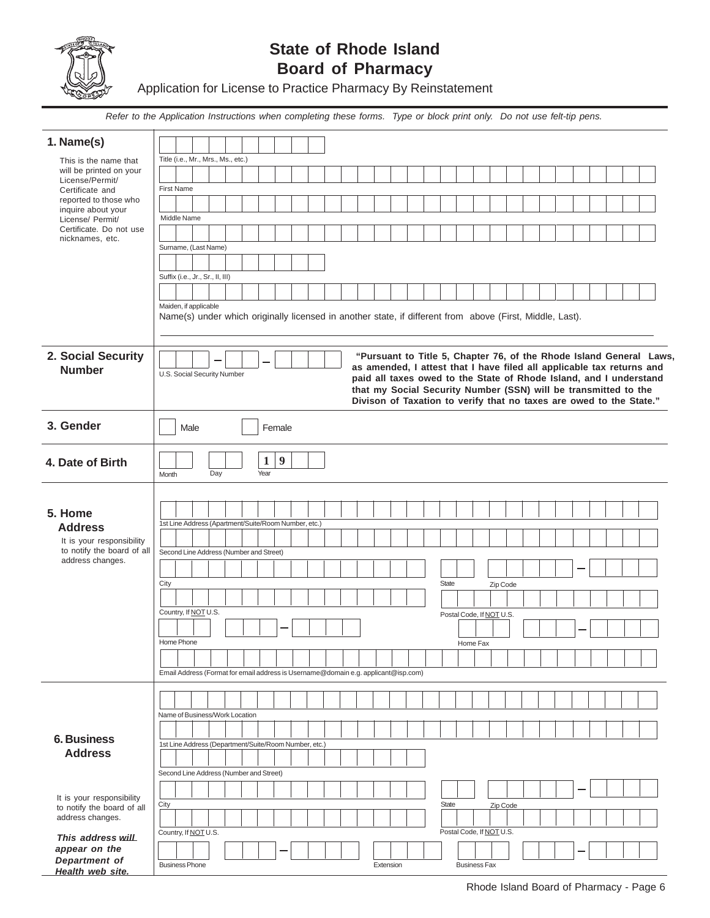# State of Rhode Island
# Board of Pharmacy

Application for License to Practice Pharmacy By Reinstatement

*Refer to the Application Instructions when completing these forms. Type or block print only. Do not use felt-tip pens.*

## 1. Name(s)

This is the name that will be printed on your License/Permit/ Certificate and reported to those who inquire about your License/ Permit/ Certificate. Do not use nicknames, etc.

Title (i.e., Mr., Mrs., Ms., etc.)

First Name

Middle Name

Surname, (Last Name)

Suffix (i.e., Jr., Sr., II, III)

Maiden, if applicable

Name(s) under which originally licensed in another state, if different from above (First, Middle, Last).

## 2. Social Security Number

U.S. Social Security Number

**"Pursuant to Title 5, Chapter 76, of the Rhode Island General Laws, as amended, I attest that I have filed all applicable tax returns and paid all taxes owed to the State of Rhode Island, and I understand that my Social Security Number (SSN) will be transmitted to the Divison of Taxation to verify that no taxes are owed to the State."**

## 3. Gender

Male Female

## 4. Date of Birth

Month Day Year 1 9

## 5. Home Address

It is your responsibility to notify the board of all address changes.

1st Line Address (Apartment/Suite/Room Number, etc.)

Second Line Address (Number and Street)

City State Zip Code

Country, If NOT U.S. Postal Code, If NOT U.S.

Home Phone Home Fax

Email Address (Format for email address is Username@domain e.g. applicant@isp.com)

## 6. Business Address

It is your responsibility to notify the board of all address changes.

***This address will appear on the Department of Health web site.***

Name of Business/Work Location

1st Line Address (Department/Suite/Room Number, etc.)

Second Line Address (Number and Street)

City State Zip Code

Country, If NOT U.S. Postal Code, If NOT U.S.

Business Phone Extension Business Fax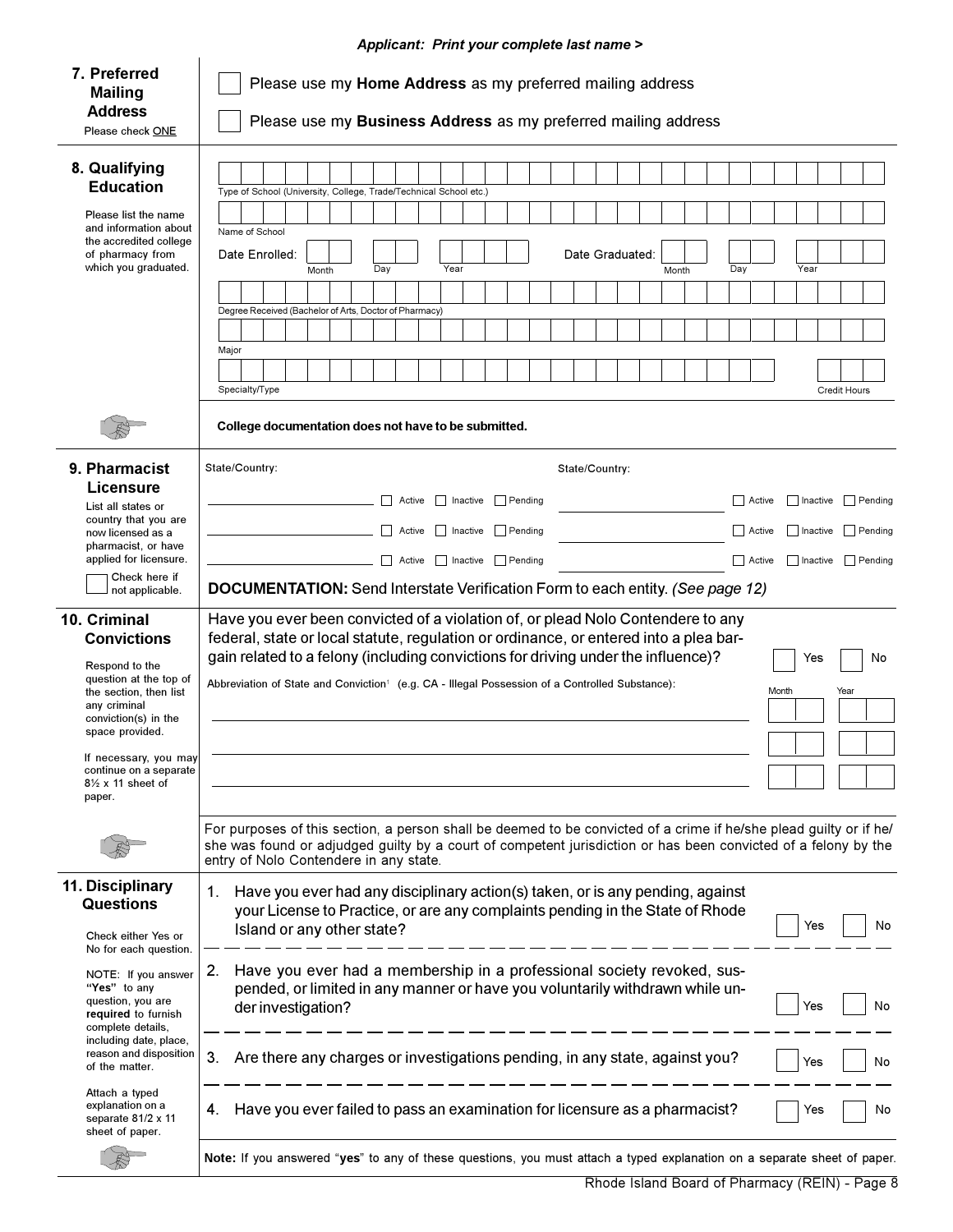*Applicant: Print your complete last name >*

## 7. Preferred Mailing Address

Please check ONE

☐ Please use my **Home Address** as my preferred mailing address

☐ Please use my **Business Address** as my preferred mailing address

## 8. Qualifying Education

Please list the name and information about the accredited college of pharmacy from which you graduated.

Type of School (University, College, Trade/Technical School etc.)

Name of School

Date Enrolled: Month / Day / Year    Date Graduated: Month / Day / Year

Degree Received (Bachelor of Arts, Doctor of Pharmacy)

Major

Specialty/Type    Credit Hours

**College documentation does not have to be submitted.**

## 9. Pharmacist Licensure

List all states or country that you are now licensed as a pharmacist, or have applied for licensure.

☐ Check here if not applicable.

| State/Country: | | State/Country: | |
|---|---|---|---|
| ______ | ☐ Active ☐ Inactive ☐ Pending | ______ | ☐ Active ☐ Inactive ☐ Pending |
| ______ | ☐ Active ☐ Inactive ☐ Pending | ______ | ☐ Active ☐ Inactive ☐ Pending |
| ______ | ☐ Active ☐ Inactive ☐ Pending | ______ | ☐ Active ☐ Inactive ☐ Pending |

**DOCUMENTATION:** Send Interstate Verification Form to each entity. *(See page 12)*

## 10. Criminal Convictions

Respond to the question at the top of the section, then list any criminal conviction(s) in the space provided.

If necessary, you may continue on a separate 8½ x 11 sheet of paper.

Have you ever been convicted of a violation of, or plead Nolo Contendere to any federal, state or local statute, regulation or ordinance, or entered into a plea bargain related to a felony (including convictions for driving under the influence)? ☐ Yes ☐ No

| Abbreviation of State and Conviction[1] (e.g. CA - Illegal Possession of a Controlled Substance): | Month | Year |
|---|---|---|
| | | |
| | | |
| | | |

For purposes of this section, a person shall be deemed to be convicted of a crime if he/she plead guilty or if he/she was found or adjudged guilty by a court of competent jurisdiction or has been convicted of a felony by the entry of Nolo Contendere in any state.

## 11. Disciplinary Questions

Check either Yes or No for each question.

NOTE: If you answer **"Yes"** to any question, you are **required** to furnish complete details, including date, place, reason and disposition of the matter.

Attach a typed explanation on a separate 81/2 x 11 sheet of paper.

1. Have you ever had any disciplinary action(s) taken, or is any pending, against your License to Practice, or are any complaints pending in the State of Rhode Island or any other state? ☐ Yes ☐ No
2. Have you ever had a membership in a professional society revoked, suspended, or limited in any manner or have you voluntarily withdrawn while under investigation? ☐ Yes ☐ No
3. Are there any charges or investigations pending, in any state, against you? ☐ Yes ☐ No
4. Have you ever failed to pass an examination for licensure as a pharmacist? ☐ Yes ☐ No

**Note:** If you answered "**yes**" to any of these questions, you must attach a typed explanation on a separate sheet of paper.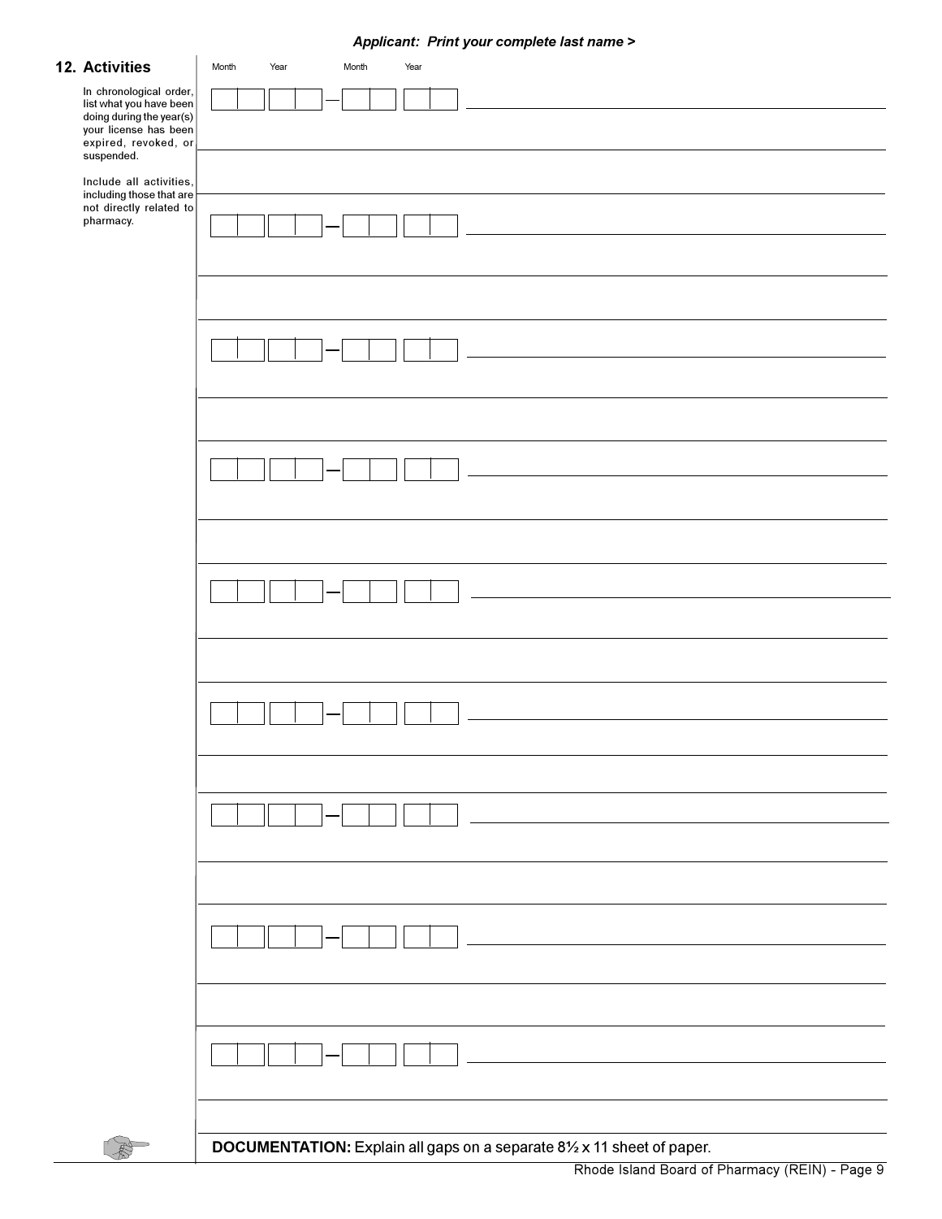*Applicant: Print your complete last name >*

## 12. Activities

In chronological order, list what you have been doing during the year(s) your license has been expired, revoked, or suspended.

Include all activities, including those that are not directly related to pharmacy.

| Month | Year | | Month | Year | |
|---|---|---|---|---|---|
| | | – | | | |
| | | – | | | |
| | | – | | | |
| | | – | | | |
| | | – | | | |
| | | – | | | |
| | | – | | | |
| | | – | | | |
| | | – | | | |

**DOCUMENTATION:** Explain all gaps on a separate 8½ x 11 sheet of paper.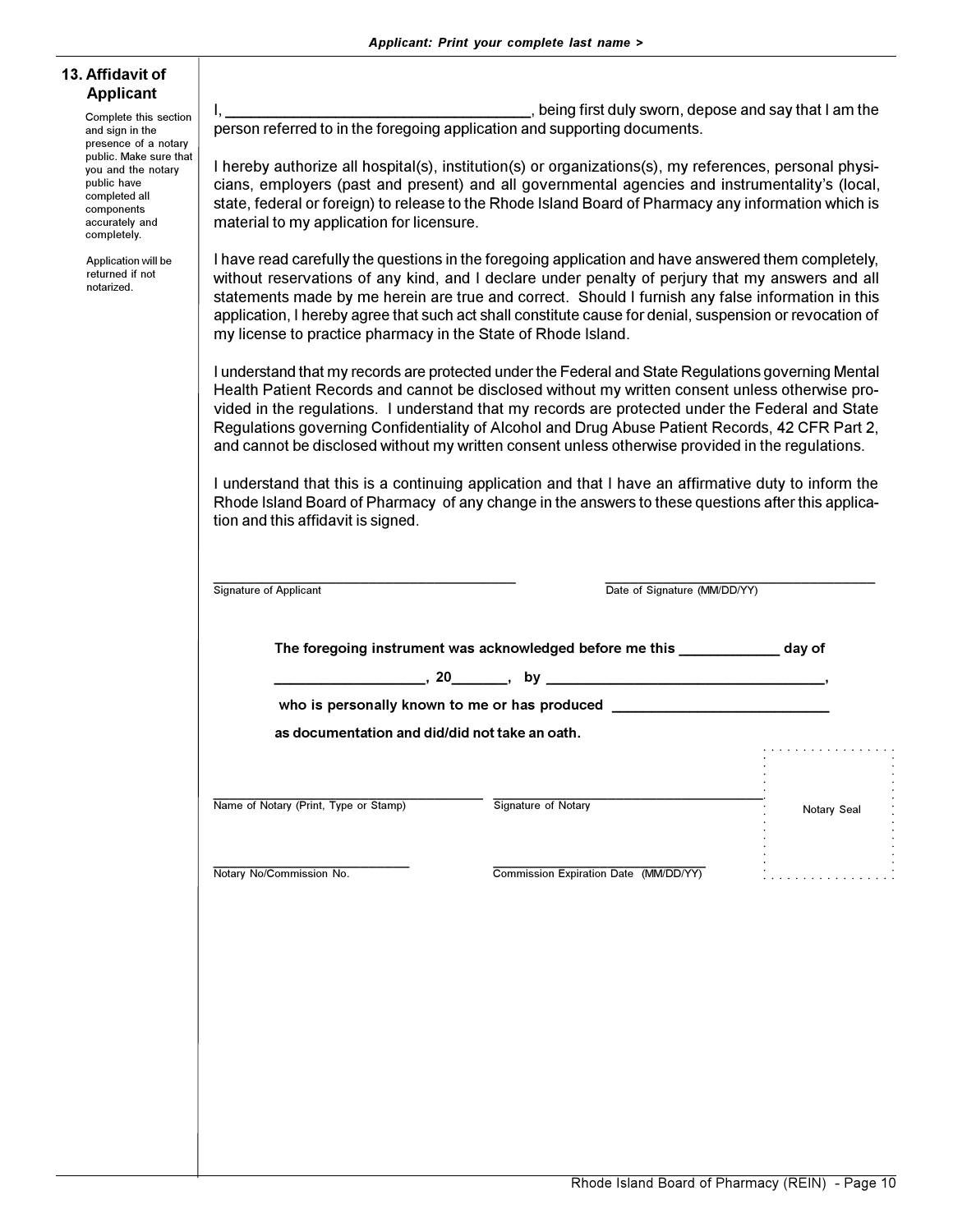## 13. Affidavit of Applicant

Complete this section and sign in the presence of a notary public. Make sure that you and the notary public have completed all components accurately and completely.

Application will be returned if not notarized.

I, ____________________________________, being first duly sworn, depose and say that I am the person referred to in the foregoing application and supporting documents.

I hereby authorize all hospital(s), institution(s) or organizations(s), my references, personal physicians, employers (past and present) and all governmental agencies and instrumentality's (local, state, federal or foreign) to release to the Rhode Island Board of Pharmacy any information which is material to my application for licensure.

I have read carefully the questions in the foregoing application and have answered them completely, without reservations of any kind, and I declare under penalty of perjury that my answers and all statements made by me herein are true and correct. Should I furnish any false information in this application, I hereby agree that such act shall constitute cause for denial, suspension or revocation of my license to practice pharmacy in the State of Rhode Island.

I understand that my records are protected under the Federal and State Regulations governing Mental Health Patient Records and cannot be disclosed without my written consent unless otherwise provided in the regulations. I understand that my records are protected under the Federal and State Regulations governing Confidentiality of Alcohol and Drug Abuse Patient Records, 42 CFR Part 2, and cannot be disclosed without my written consent unless otherwise provided in the regulations.

I understand that this is a continuing application and that I have an affirmative duty to inform the Rhode Island Board of Pharmacy of any change in the answers to these questions after this application and this affidavit is signed.

________________________________________
Signature of Applicant

____________________________________
Date of Signature (MM/DD/YY)

**The foregoing instrument was acknowledged before me this ____________ day of**

**__________________, 20_______, by ___________________________________,**

**who is personally known to me or has produced ___________________________**

**as documentation and did/did not take an oath.**

____________________________________
Name of Notary (Print, Type or Stamp)

____________________________________
Signature of Notary

Notary Seal

___________________________
Notary No/Commission No.

_____________________________
Commission Expiration Date (MM/DD/YY)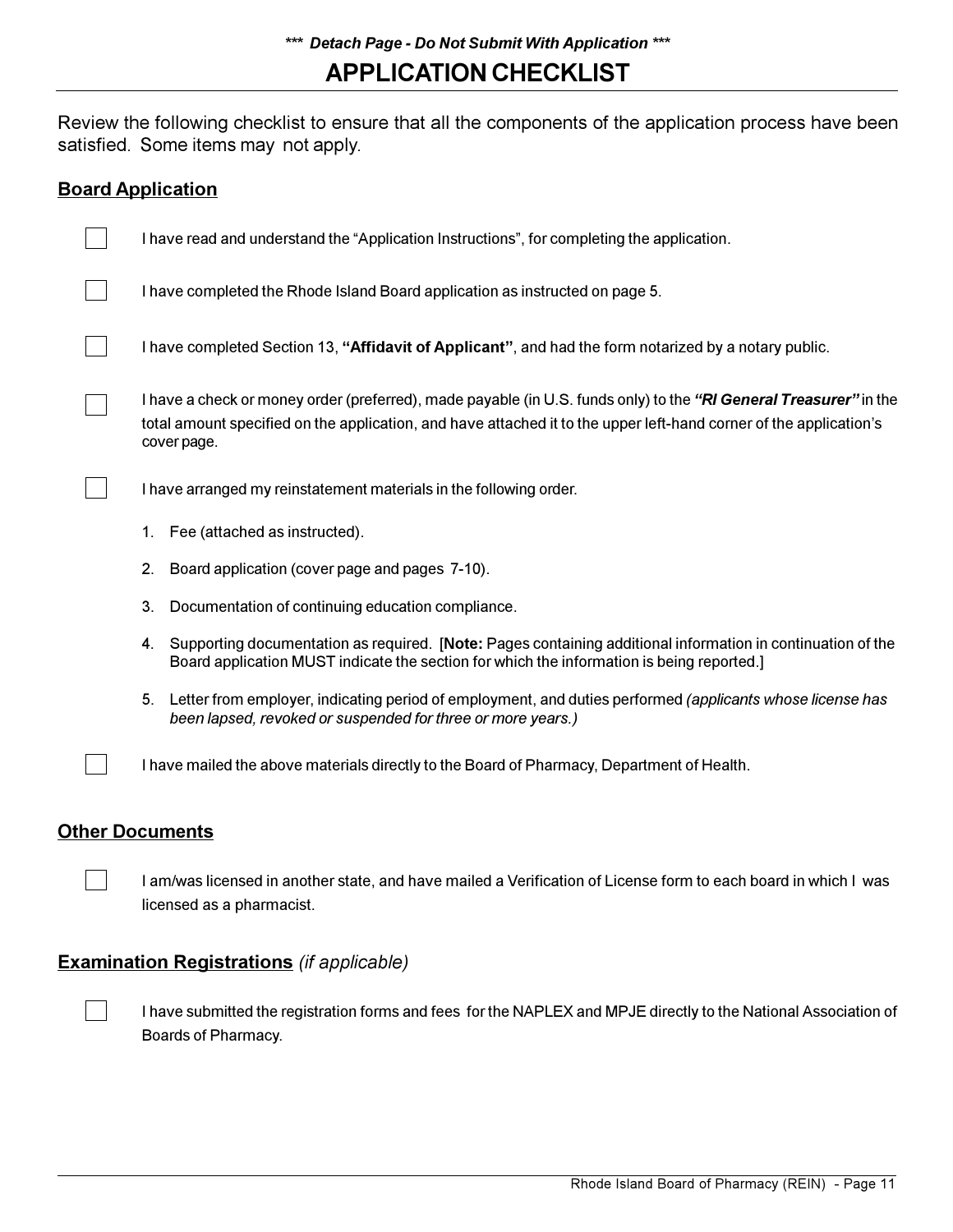***\*** *Detach Page - Do Not Submit With Application* *****

# APPLICATION CHECKLIST

Review the following checklist to ensure that all the components of the application process have been satisfied. Some items may not apply.

## Board Application

- [ ] I have read and understand the "Application Instructions", for completing the application.
- [ ] I have completed the Rhode Island Board application as instructed on page 5.
- [ ] I have completed Section 13, **"Affidavit of Applicant"**, and had the form notarized by a notary public.
- [ ] I have a check or money order (preferred), made payable (in U.S. funds only) to the ***"RI General Treasurer"*** in the total amount specified on the application, and have attached it to the upper left-hand corner of the application's cover page.
- [ ] I have arranged my reinstatement materials in the following order.

  1. Fee (attached as instructed).
  2. Board application (cover page and pages 7-10).
  3. Documentation of continuing education compliance.
  4. Supporting documentation as required. [**Note:** Pages containing additional information in continuation of the Board application MUST indicate the section for which the information is being reported.]
  5. Letter from employer, indicating period of employment, and duties performed *(applicants whose license has been lapsed, revoked or suspended for three or more years.)*

- [ ] I have mailed the above materials directly to the Board of Pharmacy, Department of Health.

## Other Documents

- [ ] I am/was licensed in another state, and have mailed a Verification of License form to each board in which I was licensed as a pharmacist.

## Examination Registrations *(if applicable)*

- [ ] I have submitted the registration forms and fees for the NAPLEX and MPJE directly to the National Association of Boards of Pharmacy.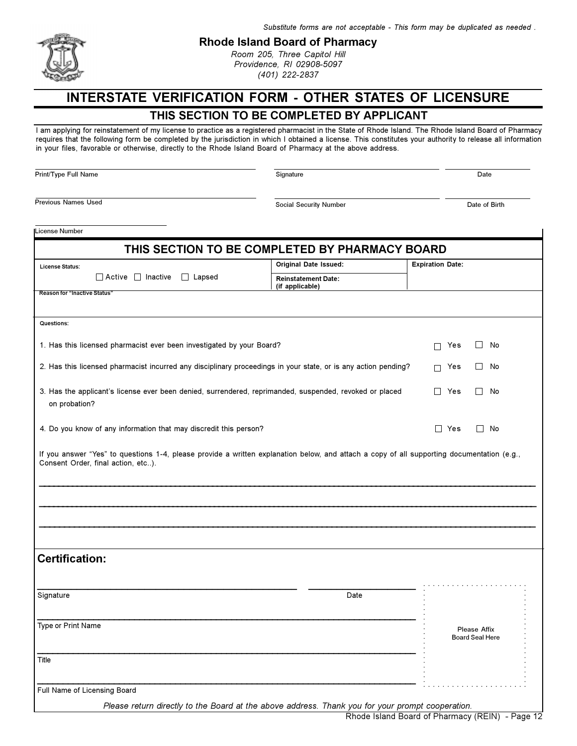*Substitute forms are not acceptable - This form may be duplicated as needed .*

**Rhode Island Board of Pharmacy**

*Room 205, Three Capitol Hill*
*Providence, RI 02908-5097*
*(401) 222-2837*

# INTERSTATE VERIFICATION FORM - OTHER STATES OF LICENSURE

## THIS SECTION TO BE COMPLETED BY APPLICANT

I am applying for reinstatement of my license to practice as a registered pharmacist in the State of Rhode Island. The Rhode Island Board of Pharmacy requires that the following form be completed by the jurisdiction in which I obtained a license. This constitutes your authority to release all information in your files, favorable or otherwise, directly to the Rhode Island Board of Pharmacy at the above address.

Print/Type Full Name ____________________ Signature ____________________ Date ____________

Previous Names Used ____________________ Social Security Number ____________________ Date of Birth ____________

License Number ____________________

## THIS SECTION TO BE COMPLETED BY PHARMACY BOARD

| | | |
|---|---|---|
| License Status: ☐ Active ☐ Inactive ☐ Lapsed | Original Date Issued: | Expiration Date: |
| | Reinstatement Date: (if applicable) | |

Reason for "Inactive Status"

Questions:

1. Has this licensed pharmacist ever been investigated by your Board? ☐ Yes ☐ No
2. Has this licensed pharmacist incurred any disciplinary proceedings in your state, or is any action pending? ☐ Yes ☐ No
3. Has the applicant's license ever been denied, surrendered, reprimanded, suspended, revoked or placed on probation? ☐ Yes ☐ No
4. Do you know of any information that may discredit this person? ☐ Yes ☐ No

If you answer "Yes" to questions 1-4, please provide a written explanation below, and attach a copy of all supporting documentation (e.g., Consent Order, final action, etc..).

______________________________________________________________________________

______________________________________________________________________________

______________________________________________________________________________

**Certification:**

Signature ____________________ Date ____________

Type or Print Name ____________________

Title ____________________

Full Name of Licensing Board ____________________

Please Affix Board Seal Here

*Please return directly to the Board at the above address. Thank you for your prompt cooperation.*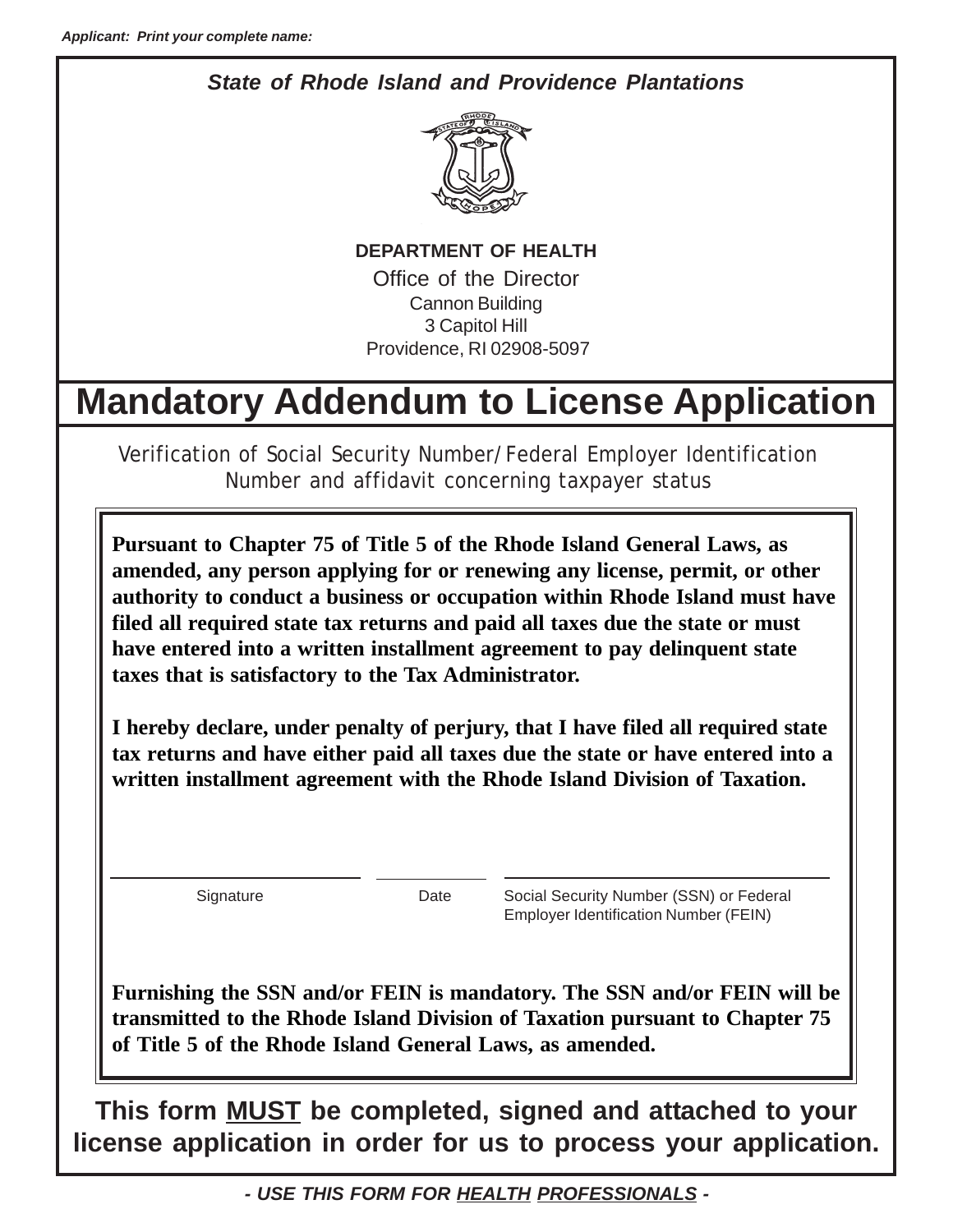***Applicant: Print your complete name:***

***State of Rhode Island and Providence Plantations***

**DEPARTMENT OF HEALTH**

Office of the Director
Cannon Building
3 Capitol Hill
Providence, RI 02908-5097

# Mandatory Addendum to License Application

Verification of Social Security Number/Federal Employer Identification Number and affidavit concerning taxpayer status

**Pursuant to Chapter 75 of Title 5 of the Rhode Island General Laws, as amended, any person applying for or renewing any license, permit, or other authority to conduct a business or occupation within Rhode Island must have filed all required state tax returns and paid all taxes due the state or must have entered into a written installment agreement to pay delinquent state taxes that is satisfactory to the Tax Administrator.**

**I hereby declare, under penalty of perjury, that I have filed all required state tax returns and have either paid all taxes due the state or have entered into a written installment agreement with the Rhode Island Division of Taxation.**

| | | |
|---|---|---|
| Signature | Date | Social Security Number (SSN) or Federal Employer Identification Number (FEIN) |

**Furnishing the SSN and/or FEIN is mandatory. The SSN and/or FEIN will be transmitted to the Rhode Island Division of Taxation pursuant to Chapter 75 of Title 5 of the Rhode Island General Laws, as amended.**

**This form MUST be completed, signed and attached to your license application in order for us to process your application.**

***- USE THIS FORM FOR HEALTH PROFESSIONALS -***